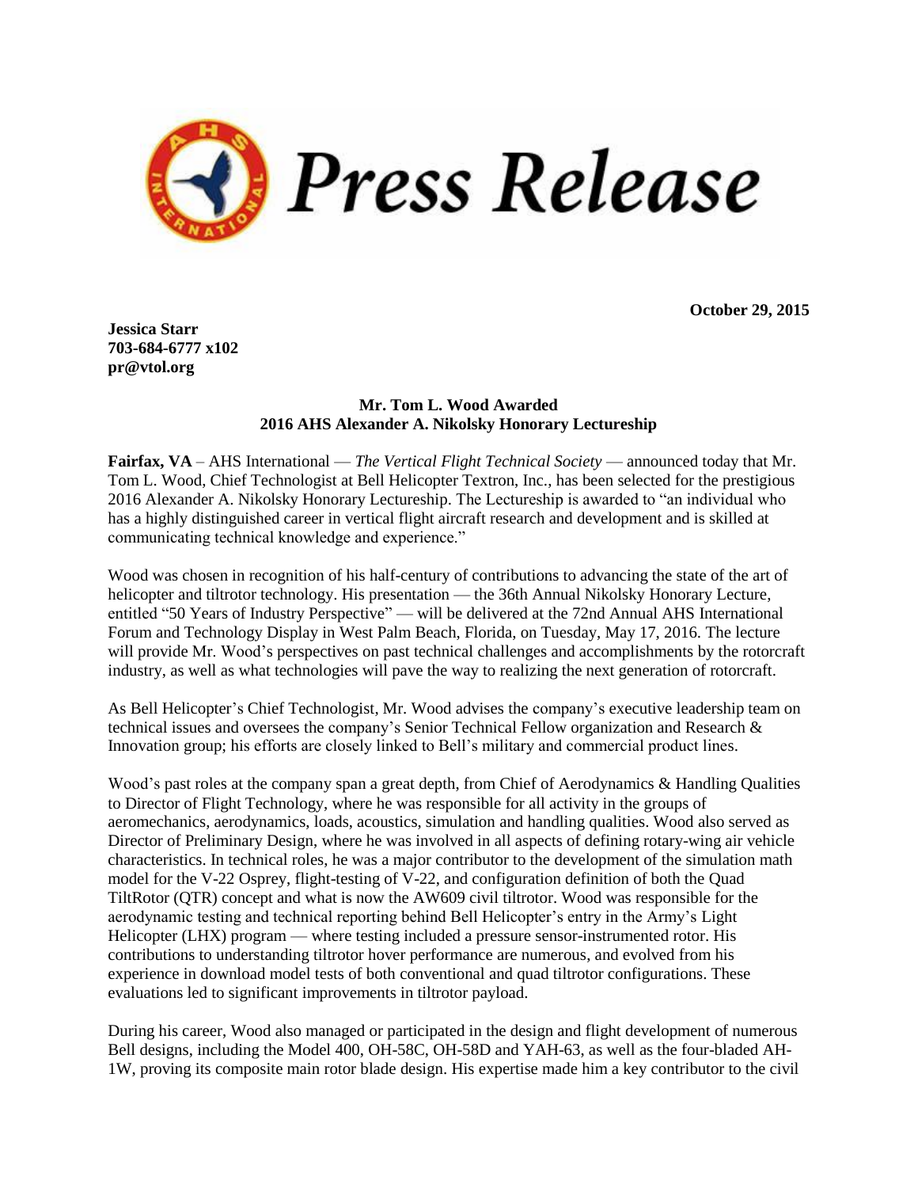# Press Release

**October 29, 2015**

**Jessica Starr**
**703-684-6777 x102**
**pr@vtol.org**

## Mr. Tom L. Wood Awarded 2016 AHS Alexander A. Nikolsky Honorary Lectureship

**Fairfax, VA** – AHS International — *The Vertical Flight Technical Society* — announced today that Mr. Tom L. Wood, Chief Technologist at Bell Helicopter Textron, Inc., has been selected for the prestigious 2016 Alexander A. Nikolsky Honorary Lectureship. The Lectureship is awarded to "an individual who has a highly distinguished career in vertical flight aircraft research and development and is skilled at communicating technical knowledge and experience."

Wood was chosen in recognition of his half-century of contributions to advancing the state of the art of helicopter and tiltrotor technology. His presentation — the 36th Annual Nikolsky Honorary Lecture, entitled "50 Years of Industry Perspective" — will be delivered at the 72nd Annual AHS International Forum and Technology Display in West Palm Beach, Florida, on Tuesday, May 17, 2016. The lecture will provide Mr. Wood's perspectives on past technical challenges and accomplishments by the rotorcraft industry, as well as what technologies will pave the way to realizing the next generation of rotorcraft.

As Bell Helicopter's Chief Technologist, Mr. Wood advises the company's executive leadership team on technical issues and oversees the company's Senior Technical Fellow organization and Research & Innovation group; his efforts are closely linked to Bell's military and commercial product lines.

Wood's past roles at the company span a great depth, from Chief of Aerodynamics & Handling Qualities to Director of Flight Technology, where he was responsible for all activity in the groups of aeromechanics, aerodynamics, loads, acoustics, simulation and handling qualities. Wood also served as Director of Preliminary Design, where he was involved in all aspects of defining rotary-wing air vehicle characteristics. In technical roles, he was a major contributor to the development of the simulation math model for the V-22 Osprey, flight-testing of V-22, and configuration definition of both the Quad TiltRotor (QTR) concept and what is now the AW609 civil tiltrotor. Wood was responsible for the aerodynamic testing and technical reporting behind Bell Helicopter's entry in the Army's Light Helicopter (LHX) program — where testing included a pressure sensor-instrumented rotor. His contributions to understanding tiltrotor hover performance are numerous, and evolved from his experience in download model tests of both conventional and quad tiltrotor configurations. These evaluations led to significant improvements in tiltrotor payload.

During his career, Wood also managed or participated in the design and flight development of numerous Bell designs, including the Model 400, OH-58C, OH-58D and YAH-63, as well as the four-bladed AH-1W, proving its composite main rotor blade design. His expertise made him a key contributor to the civil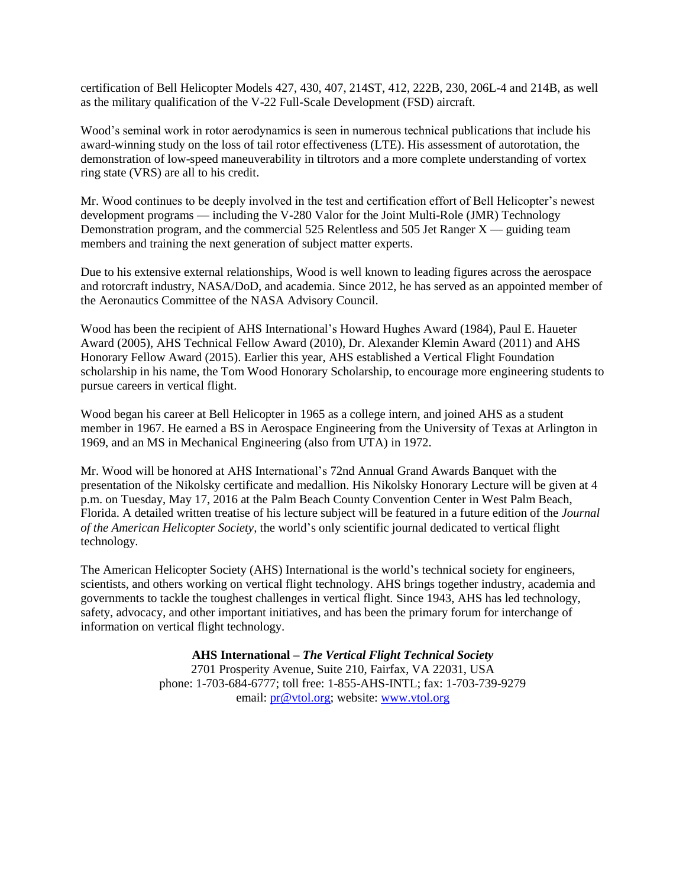certification of Bell Helicopter Models 427, 430, 407, 214ST, 412, 222B, 230, 206L-4 and 214B, as well as the military qualification of the V-22 Full-Scale Development (FSD) aircraft.

Wood's seminal work in rotor aerodynamics is seen in numerous technical publications that include his award-winning study on the loss of tail rotor effectiveness (LTE). His assessment of autorotation, the demonstration of low-speed maneuverability in tiltrotors and a more complete understanding of vortex ring state (VRS) are all to his credit.

Mr. Wood continues to be deeply involved in the test and certification effort of Bell Helicopter's newest development programs — including the V-280 Valor for the Joint Multi-Role (JMR) Technology Demonstration program, and the commercial 525 Relentless and 505 Jet Ranger X — guiding team members and training the next generation of subject matter experts.

Due to his extensive external relationships, Wood is well known to leading figures across the aerospace and rotorcraft industry, NASA/DoD, and academia. Since 2012, he has served as an appointed member of the Aeronautics Committee of the NASA Advisory Council.

Wood has been the recipient of AHS International's Howard Hughes Award (1984), Paul E. Haueter Award (2005), AHS Technical Fellow Award (2010), Dr. Alexander Klemin Award (2011) and AHS Honorary Fellow Award (2015). Earlier this year, AHS established a Vertical Flight Foundation scholarship in his name, the Tom Wood Honorary Scholarship, to encourage more engineering students to pursue careers in vertical flight.

Wood began his career at Bell Helicopter in 1965 as a college intern, and joined AHS as a student member in 1967. He earned a BS in Aerospace Engineering from the University of Texas at Arlington in 1969, and an MS in Mechanical Engineering (also from UTA) in 1972.

Mr. Wood will be honored at AHS International's 72nd Annual Grand Awards Banquet with the presentation of the Nikolsky certificate and medallion. His Nikolsky Honorary Lecture will be given at 4 p.m. on Tuesday, May 17, 2016 at the Palm Beach County Convention Center in West Palm Beach, Florida. A detailed written treatise of his lecture subject will be featured in a future edition of the *Journal of the American Helicopter Society*, the world's only scientific journal dedicated to vertical flight technology.

The American Helicopter Society (AHS) International is the world's technical society for engineers, scientists, and others working on vertical flight technology. AHS brings together industry, academia and governments to tackle the toughest challenges in vertical flight. Since 1943, AHS has led technology, safety, advocacy, and other important initiatives, and has been the primary forum for interchange of information on vertical flight technology.

**AHS International – *The Vertical Flight Technical Society***
2701 Prosperity Avenue, Suite 210, Fairfax, VA 22031, USA
phone: 1-703-684-6777; toll free: 1-855-AHS-INTL; fax: 1-703-739-9279
email: pr@vtol.org; website: www.vtol.org